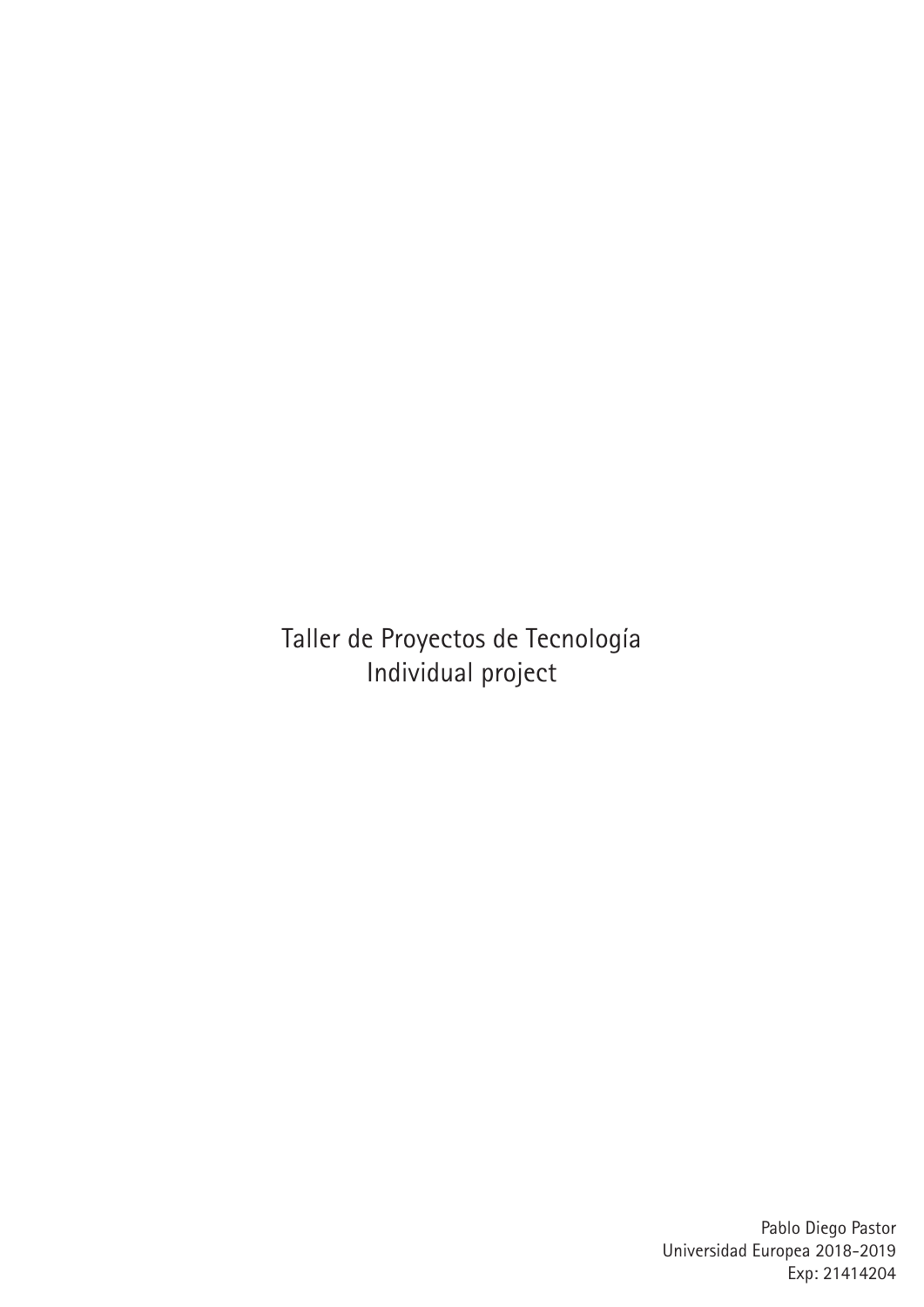# Taller de Proyectos de Tecnología
## Individual project

Pablo Diego Pastor
Universidad Europea 2018-2019
Exp: 21414204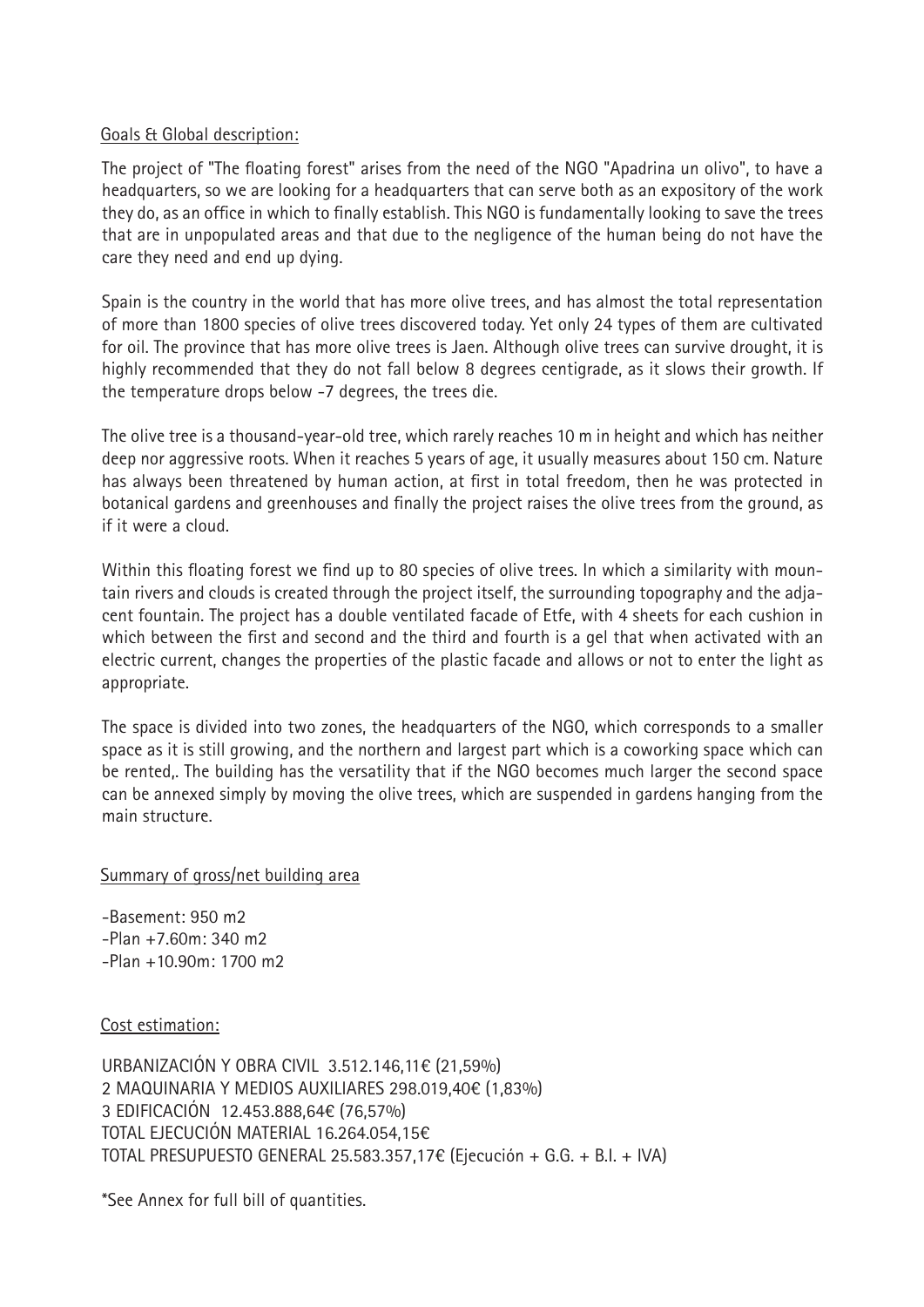Goals & Global description:

The project of "The floating forest" arises from the need of the NGO "Apadrina un olivo", to have a headquarters, so we are looking for a headquarters that can serve both as an expository of the work they do, as an office in which to finally establish. This NGO is fundamentally looking to save the trees that are in unpopulated areas and that due to the negligence of the human being do not have the care they need and end up dying.

Spain is the country in the world that has more olive trees, and has almost the total representation of more than 1800 species of olive trees discovered today. Yet only 24 types of them are cultivated for oil. The province that has more olive trees is Jaen. Although olive trees can survive drought, it is highly recommended that they do not fall below 8 degrees centigrade, as it slows their growth. If the temperature drops below -7 degrees, the trees die.

The olive tree is a thousand-year-old tree, which rarely reaches 10 m in height and which has neither deep nor aggressive roots. When it reaches 5 years of age, it usually measures about 150 cm. Nature has always been threatened by human action, at first in total freedom, then he was protected in botanical gardens and greenhouses and finally the project raises the olive trees from the ground, as if it were a cloud.

Within this floating forest we find up to 80 species of olive trees. In which a similarity with mountain rivers and clouds is created through the project itself, the surrounding topography and the adjacent fountain. The project has a double ventilated facade of Etfe, with 4 sheets for each cushion in which between the first and second and the third and fourth is a gel that when activated with an electric current, changes the properties of the plastic facade and allows or not to enter the light as appropriate.

The space is divided into two zones, the headquarters of the NGO, which corresponds to a smaller space as it is still growing, and the northern and largest part which is a coworking space which can be rented,. The building has the versatility that if the NGO becomes much larger the second space can be annexed simply by moving the olive trees, which are suspended in gardens hanging from the main structure.

Summary of gross/net building area

-Basement: 950 m2
-Plan +7.60m: 340 m2
-Plan +10.90m: 1700 m2

Cost estimation:

URBANIZACIÓN Y OBRA CIVIL 3.512.146,11€ (21,59%)
2 MAQUINARIA Y MEDIOS AUXILIARES 298.019,40€ (1,83%)
3 EDIFICACIÓN 12.453.888,64€ (76,57%)
TOTAL EJECUCIÓN MATERIAL 16.264.054,15€
TOTAL PRESUPUESTO GENERAL 25.583.357,17€ (Ejecución + G.G. + B.I. + IVA)

*See Annex for full bill of quantities.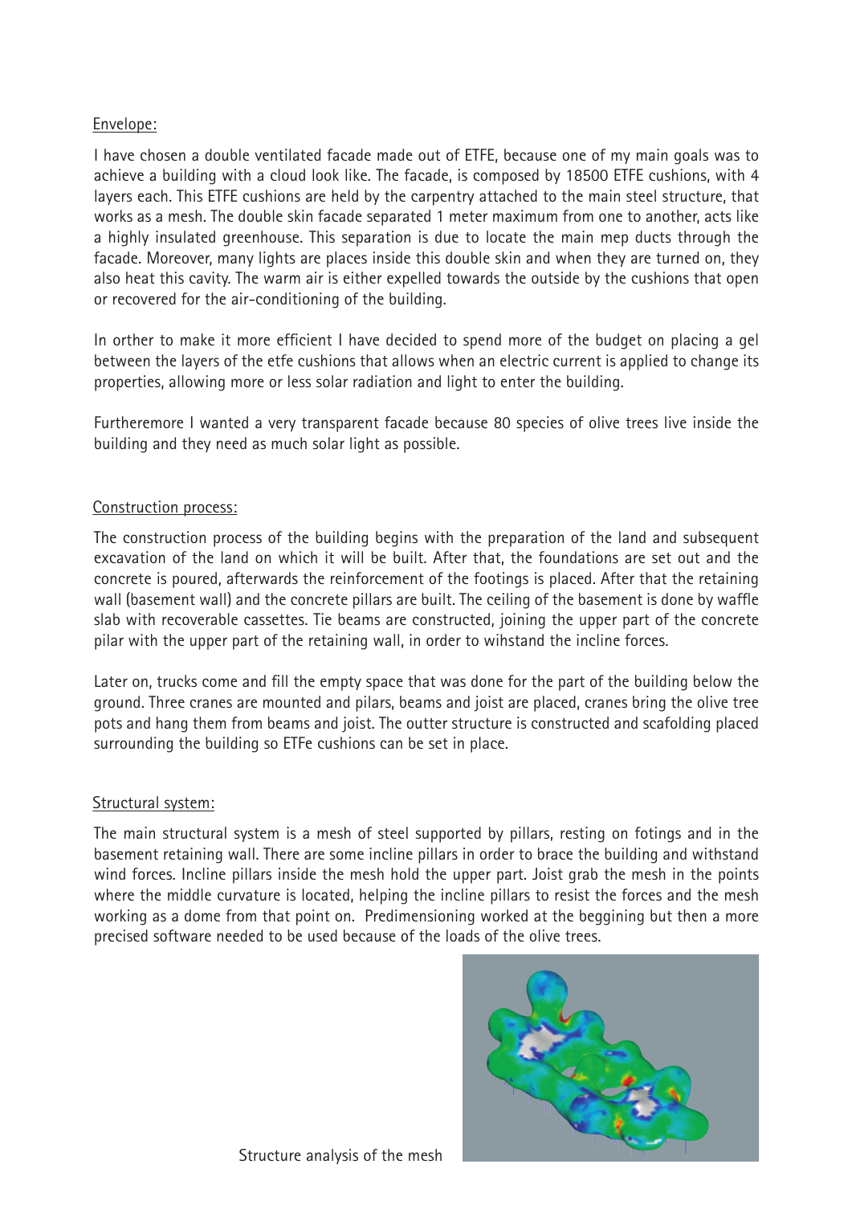Envelope:

I have chosen a double ventilated facade made out of ETFE, because one of my main goals was to achieve a building with a cloud look like. The facade, is composed by 18500 ETFE cushions, with 4 layers each. This ETFE cushions are held by the carpentry attached to the main steel structure, that works as a mesh. The double skin facade separated 1 meter maximum from one to another, acts like a highly insulated greenhouse. This separation is due to locate the main mep ducts through the facade. Moreover, many lights are places inside this double skin and when they are turned on, they also heat this cavity. The warm air is either expelled towards the outside by the cushions that open or recovered for the air-conditioning of the building.

In orther to make it more efficient I have decided to spend more of the budget on placing a gel between the layers of the etfe cushions that allows when an electric current is applied to change its properties, allowing more or less solar radiation and light to enter the building.

Furtheremore I wanted a very transparent facade because 80 species of olive trees live inside the building and they need as much solar light as possible.

Construction process:

The construction process of the building begins with the preparation of the land and subsequent excavation of the land on which it will be built. After that, the foundations are set out and the concrete is poured, afterwards the reinforcement of the footings is placed. After that the retaining wall (basement wall) and the concrete pillars are built. The ceiling of the basement is done by waffle slab with recoverable cassettes. Tie beams are constructed, joining the upper part of the concrete pilar with the upper part of the retaining wall, in order to wihstand the incline forces.

Later on, trucks come and fill the empty space that was done for the part of the building below the ground. Three cranes are mounted and pilars, beams and joist are placed, cranes bring the olive tree pots and hang them from beams and joist. The outter structure is constructed and scafolding placed surrounding the building so ETFe cushions can be set in place.

Structural system:

The main structural system is a mesh of steel supported by pillars, resting on fotings and in the basement retaining wall. There are some incline pillars in order to brace the building and withstand wind forces. Incline pillars inside the mesh hold the upper part. Joist grab the mesh in the points where the middle curvature is located, helping the incline pillars to resist the forces and the mesh working as a dome from that point on. Predimensioning worked at the beggining but then a more precised software needed to be used because of the loads of the olive trees.

Structure analysis of the mesh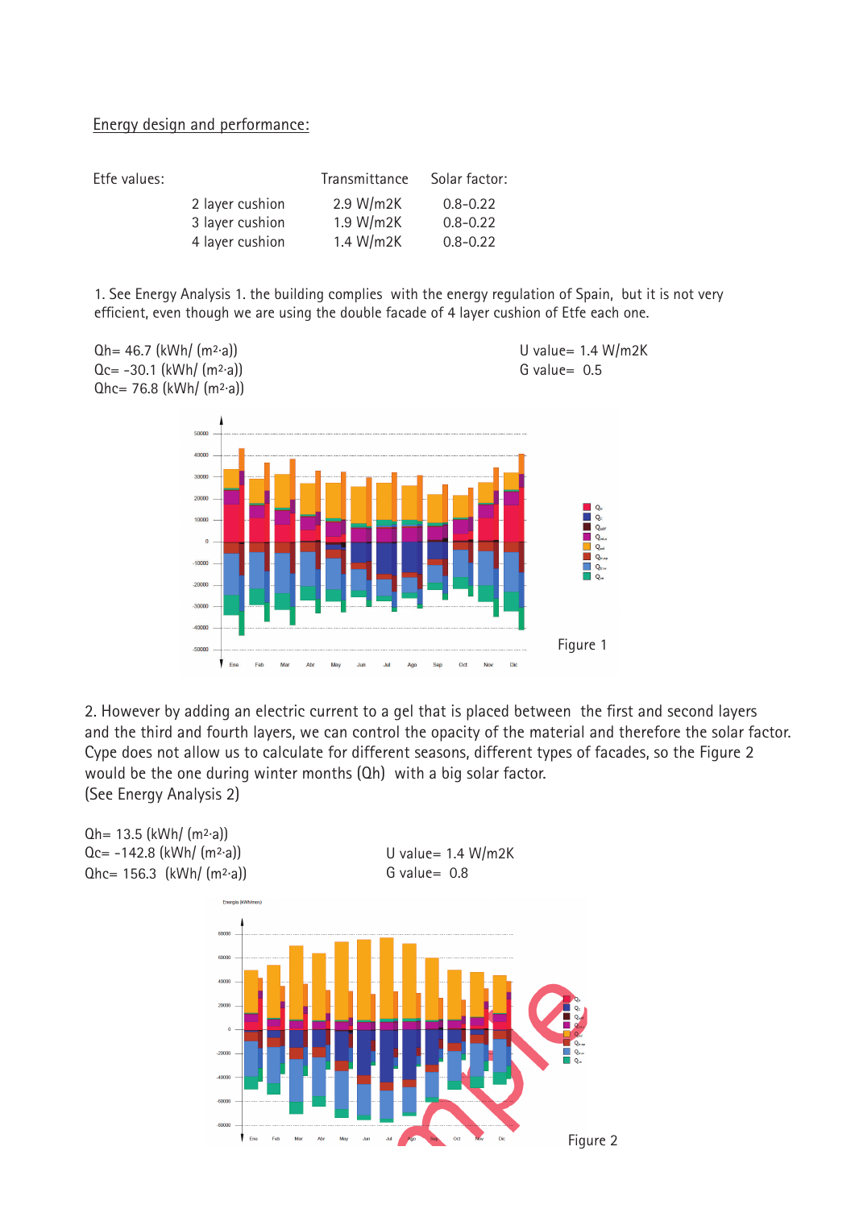Energy design and performance:

| Etfe values: | | Transmittance | Solar factor: |
|---|---|---|---|
| | 2 layer cushion | 2.9 W/m2K | 0.8-0.22 |
| | 3 layer cushion | 1.9 W/m2K | 0.8-0.22 |
| | 4 layer cushion | 1.4 W/m2K | 0.8-0.22 |

1. See Energy Analysis 1. the building complies with the energy regulation of Spain, but it is not very efficient, even though we are using the double facade of 4 layer cushion of Etfe each one.

Qh= 46.7 (kWh/ (m²·a))
Qc= -30.1 (kWh/ (m²·a))
Qhc= 76.8 (kWh/ (m²·a))

U value= 1.4 W/m2K
G value= 0.5

Figure 1

2. However by adding an electric current to a gel that is placed between the first and second layers and the third and fourth layers, we can control the opacity of the material and therefore the solar factor. Cype does not allow us to calculate for different seasons, different types of facades, so the Figure 2 would be the one during winter months (Qh) with a big solar factor.
(See Energy Analysis 2)

Qh= 13.5 (kWh/ (m²·a))
Qc= -142.8 (kWh/ (m²·a))
Qhc= 156.3 (kWh/ (m²·a))

U value= 1.4 W/m2K
G value= 0.8

Figure 2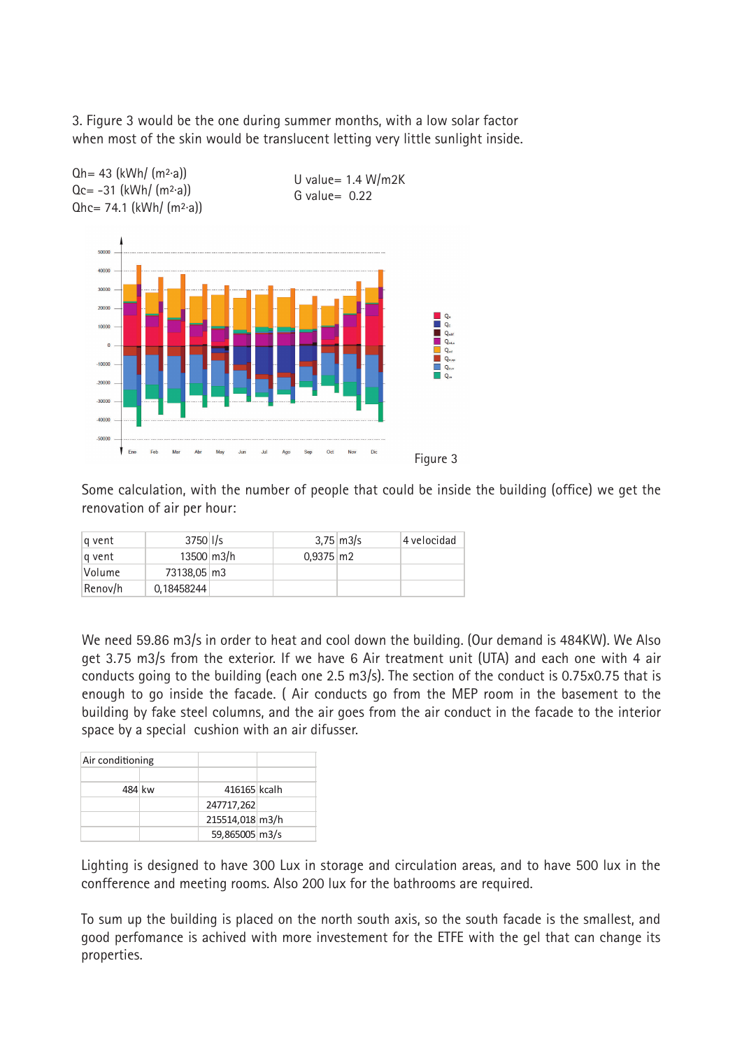3. Figure 3 would be the one during summer months, with a low solar factor when most of the skin would be translucent letting very little sunlight inside.

Qh= 43 (kWh/ (m²·a))
Qc= -31 (kWh/ (m²·a))
Qhc= 74.1 (kWh/ (m²·a))

U value= 1.4 W/m2K
G value= 0.22

Figure 3

Some calculation, with the number of people that could be inside the building (office) we get the renovation of air per hour:

| | | | | | |
|---|---|---|---|---|---|
| q vent | 3750 | l/s | 3,75 | m3/s | 4 velocidad |
| q vent | 13500 | m3/h | 0,9375 | m2 | |
| Volume | 73138,05 | m3 | | | |
| Renov/h | 0,18458244 | | | | |

We need 59.86 m3/s in order to heat and cool down the building. (Our demand is 484KW). We Also get 3.75 m3/s from the exterior. If we have 6 Air treatment unit (UTA) and each one with 4 air conducts going to the building (each one 2.5 m3/s). The section of the conduct is 0.75x0.75 that is enough to go inside the facade. ( Air conducts go from the MEP room in the basement to the building by fake steel columns, and the air goes from the air conduct in the facade to the interior space by a special cushion with an air difusser.

| Air conditioning | | | |
|---|---|---|---|
| | | | |
| 484 | kw | 416165 | kcalh |
| | | 247717,262 | |
| | | 215514,018 | m3/h |
| | | 59,865005 | m3/s |

Lighting is designed to have 300 Lux in storage and circulation areas, and to have 500 lux in the confference and meeting rooms. Also 200 lux for the bathrooms are required.

To sum up the building is placed on the north south axis, so the south facade is the smallest, and good perfomance is achived with more investement for the ETFE with the gel that can change its properties.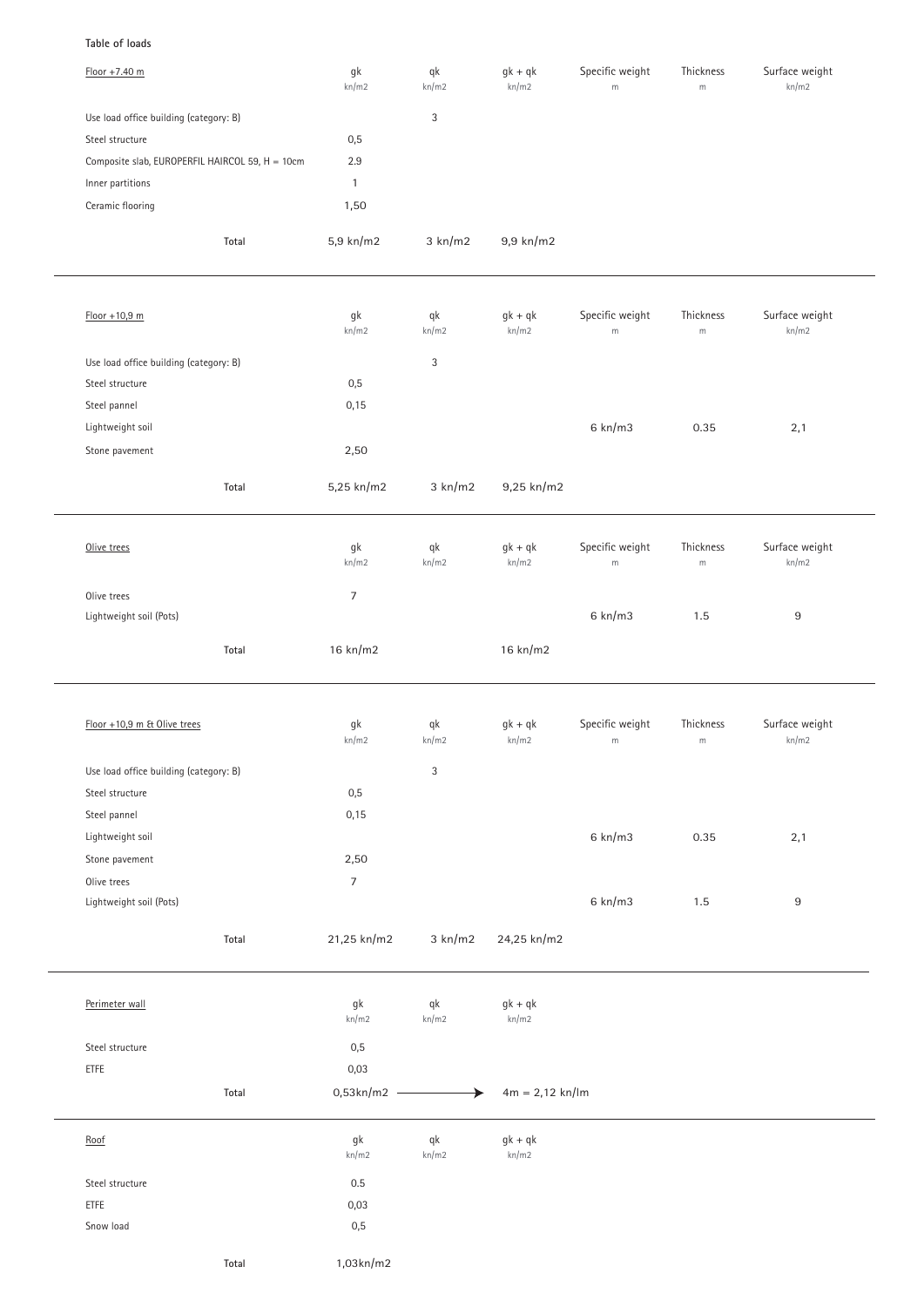**Table of loads**

| Floor +7.40 m | gk kn/m2 | qk kn/m2 | gk + qk kn/m2 | Specific weight m | Thickness m | Surface weight kn/m2 |
|---|---|---|---|---|---|---|
| Use load office building (category: B) | | 3 | | | | |
| Steel structure | 0,5 | | | | | |
| Composite slab, EUROPERFIL HAIRCOL 59, H = 10cm | 2.9 | | | | | |
| Inner partitions | 1 | | | | | |
| Ceramic flooring | 1,50 | | | | | |
| Total | 5,9 kn/m2 | 3 kn/m2 | 9,9 kn/m2 | | | |

| Floor +10,9 m | gk kn/m2 | qk kn/m2 | gk + qk kn/m2 | Specific weight m | Thickness m | Surface weight kn/m2 |
|---|---|---|---|---|---|---|
| Use load office building (category: B) | | 3 | | | | |
| Steel structure | 0,5 | | | | | |
| Steel pannel | 0,15 | | | | | |
| Lightweight soil | | | | 6 kn/m3 | 0.35 | 2,1 |
| Stone pavement | 2,50 | | | | | |
| Total | 5,25 kn/m2 | 3 kn/m2 | 9,25 kn/m2 | | | |

| Olive trees | gk kn/m2 | qk kn/m2 | gk + qk kn/m2 | Specific weight m | Thickness m | Surface weight kn/m2 |
|---|---|---|---|---|---|---|
| Olive trees | 7 | | | | | |
| Lightweight soil (Pots) | | | | 6 kn/m3 | 1.5 | 9 |
| Total | 16 kn/m2 | | 16 kn/m2 | | | |

| Floor +10,9 m & Olive trees | gk kn/m2 | qk kn/m2 | gk + qk kn/m2 | Specific weight m | Thickness m | Surface weight kn/m2 |
|---|---|---|---|---|---|---|
| Use load office building (category: B) | | 3 | | | | |
| Steel structure | 0,5 | | | | | |
| Steel pannel | 0,15 | | | | | |
| Lightweight soil | | | | 6 kn/m3 | 0.35 | 2,1 |
| Stone pavement | 2,50 | | | | | |
| Olive trees | 7 | | | | | |
| Lightweight soil (Pots) | | | | 6 kn/m3 | 1.5 | 9 |
| Total | 21,25 kn/m2 | 3 kn/m2 | 24,25 kn/m2 | | | |

| Perimeter wall | gk kn/m2 | qk kn/m2 | gk + qk kn/m2 |
|---|---|---|---|
| Steel structure | 0,5 | | |
| ETFE | 0,03 | | |
| Total | 0,53kn/m2 → | | 4m = 2,12 kn/lm |

| Roof | gk kn/m2 | qk kn/m2 | gk + qk kn/m2 |
|---|---|---|---|
| Steel structure | 0.5 | | |
| ETFE | 0,03 | | |
| Snow load | 0,5 | | |
| Total | 1,03kn/m2 | | |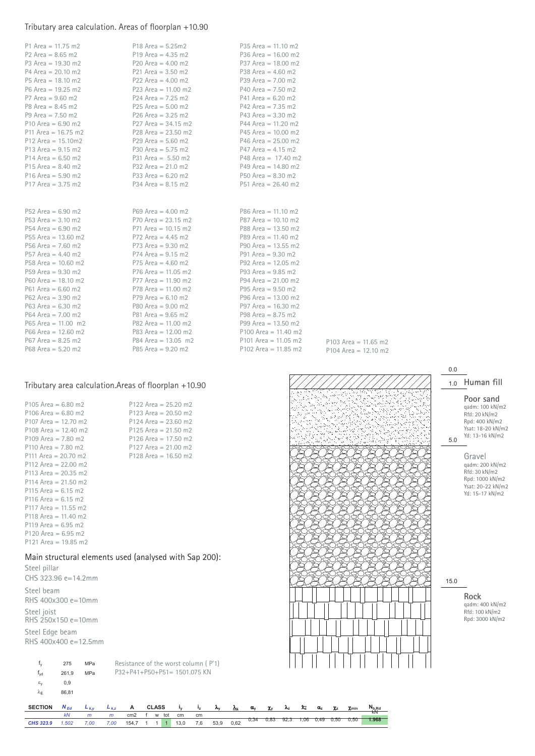## Tributary area calculation. Areas of floorplan +10.90

P1 Area = 11.75 m2
P2 Area = 8.65 m2
P3 Area = 19.30 m2
P4 Area = 20.10 m2
P5 Area = 18.10 m2
P6 Area = 19.25 m2
P7 Area = 9.60 m2
P8 Area = 8.45 m2
P9 Area = 7.50 m2
P10 Area = 6.90 m2
P11 Area = 16.75 m2
P12 Area = 15.10m2
P13 Area = 9.15 m2
P14 Area = 6.50 m2
P15 Area = 8.40 m2
P16 Area = 5.90 m2
P17 Area = 3.75 m2

P18 Area = 5.25m2
P19 Area = 4.35 m2
P20 Area = 4.00 m2
P21 Area = 3.50 m2
P22 Area = 4.00 m2
P23 Area = 11.00 m2
P24 Area = 7.25 m2
P25 Area = 5.00 m2
P26 Area = 3.25 m2
P27 Area = 34.15 m2
P28 Area = 23.50 m2
P29 Area = 5.60 m2
P30 Area = 5.75 m2
P31 Area = 5.50 m2
P32 Area = 21.0 m2
P33 Area = 6.20 m2
P34 Area = 8.15 m2

P35 Area = 11.10 m2
P36 Area = 16.00 m2
P37 Area = 18.00 m2
P38 Area = 4.60 m2
P39 Area = 7.00 m2
P40 Area = 7.50 m2
P41 Area = 6.20 m2
P42 Area = 7.35 m2
P43 Area = 3.30 m2
P44 Area = 11.20 m2
P45 Area = 10.00 m2
P46 Area = 25.00 m2
P47 Area = 4.15 m2
P48 Area = 17.40 m2
P49 Area = 14.80 m2
P50 Area = 8.30 m2
P51 Area = 26.40 m2

P52 Area = 6.90 m2
P53 Area = 3.10 m2
P54 Area = 6.90 m2
P55 Area = 13.60 m2
P56 Area = 7.60 m2
P57 Area = 4.40 m2
P58 Area = 10.60 m2
P59 Area = 9.30 m2
P60 Area = 18.10 m2
P61 Area = 6.60 m2
P62 Area = 3.90 m2
P63 Area = 6.30 m2
P64 Area = 7.00 m2
P65 Area = 11.00 m2
P66 Area = 12.60 m2
P67 Area = 8.25 m2
P68 Area = 5.20 m2

P69 Area = 4.00 m2
P70 Area = 23.15 m2
P71 Area = 10.15 m2
P72 Area = 4.45 m2
P73 Area = 9.30 m2
P74 Area = 9.15 m2
P75 Area = 4.60 m2
P76 Area = 11.05 m2
P77 Area = 11.90 m2
P78 Area = 11.00 m2
P79 Area = 6.10 m2
P80 Area = 9.00 m2
P81 Area = 9.65 m2
P82 Area = 11.00 m2
P83 Area = 12.00 m2
P84 Area = 13.05 m2
P85 Area = 9.20 m2

P86 Area = 11.10 m2
P87 Area = 10.10 m2
P88 Area = 13.50 m2
P89 Area = 11.40 m2
P90 Area = 13.55 m2
P91 Area = 9.30 m2
P92 Area = 12.05 m2
P93 Area = 9.85 m2
P94 Area = 21.00 m2
P95 Area = 9.50 m2
P96 Area = 13.00 m2
P97 Area = 16.30 m2
P98 Area = 8.75 m2
P99 Area = 13.50 m2
P100 Area = 11.40 m2
P101 Area = 11.05 m2
P102 Area = 11.85 m2

P103 Area = 11.65 m2
P104 Area = 12.10 m2

## Tributary area calculation.Areas of floorplan +10.90

P105 Area = 6.80 m2
P106 Area = 6.80 m2
P107 Area = 12.70 m2
P108 Area = 12.40 m2
P109 Area = 7.80 m2
P110 Area = 7.80 m2
P111 Area = 20.70 m2
P112 Area = 22.00 m2
P113 Area = 20.35 m2
P114 Area = 21.50 m2
P115 Area = 6.15 m2
P116 Area = 6.15 m2
P117 Area = 11.55 m2
P118 Area = 11.40 m2
P119 Area = 6.95 m2
P120 Area = 6.95 m2
P121 Area = 19.85 m2

P122 Area = 25.20 m2
P123 Area = 20.50 m2
P124 Area = 23.60 m2
P125 Area = 21.50 m2
P126 Area = 17.50 m2
P127 Area = 21.00 m2
P128 Area = 16.50 m2

0.0
1.0 **Human fill**

**Poor sand**
qadm: 100 kN/m2
Rfd: 20 kN/m2
Rpd: 400 kN/m2
Ysat: 18-20 kN/m2
Yd: 13-16 kN/m2

5.0

**Gravel**
qadm: 200 kN/m2
Rfd: 30 kN/m2
Rpd: 1000 kN/m2
Ysat: 20-22 kN/m2
Yd: 15-17 kN/m2

15.0

**Rock**
qadm: 400 kN/m2
Rfd: 100 kN/m2
Rpd: 3000 kN/m2

## Main structural elements used (analysed with Sap 200):

Steel pillar
CHS 323.96 e=14.2mm

Steel beam
RHS 400x300 e=10mm

Steel joist
RHS 250x150 e=10mm

Steel Edge beam
RHS 400x400 e=12.5mm

| | | |
|---|---|---|
| $f_y$ | 275 | MPa |
| $f_{yd}$ | 261,9 | MPa |
| $\varepsilon_y$ | 0,9 | |
| $\lambda_E$ | 86,81 | |

Resistance of the worst column ( P'1)
P32+P41+P50+P51= 1501.075 KN

| SECTION | $N_{Ed}$ | $L_{k,y}$ | $L_{k,z}$ | A | CLASS | | | $i_y$ | $i_z$ | $\lambda_y$ | $\bar{\lambda}_y$ | $\alpha_y$ | $\chi_y$ | $\lambda_z$ | $\bar{\lambda}_z$ | $\alpha_z$ | $\chi_z$ | $\chi_{min}$ | $N_{b,Rd}$ |
|---|---|---|---|---|---|---|---|---|---|---|---|---|---|---|---|---|---|---|---|
| | kN | m | m | cm2 | f | w | tot | cm | cm | | | | | | | | | | kN |
| *CHS 323.9* | *1.502* | *7,00* | *7,00* | 154,7 | 1 | 1 | 1 | 13,0 | 7,6 | 53,9 | 0,62 | 0,34 | 0,83 | 92,3 | 1,06 | 0,49 | 0,50 | 0,50 | **1.968** |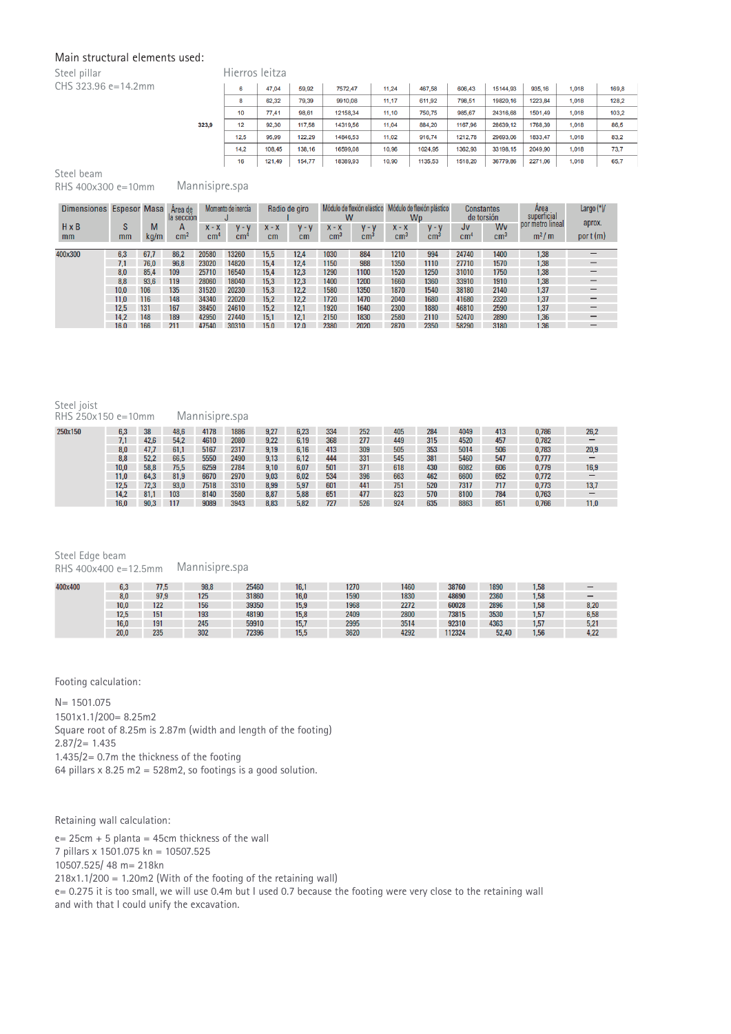Main structural elements used:

Steel pillar
CHS 323.96 e=14.2mm

Hierros leitza

| | | | | | | | | | | | |
|---|---|---|---|---|---|---|---|---|---|---|---|
| | 6 | 47,04 | 59,92 | 7572,47 | 11,24 | 467,58 | 606,43 | 15144,93 | 935,16 | 1,018 | 169,8 |
| | 8 | 62,32 | 79,39 | 9910,08 | 11,17 | 611,92 | 798,51 | 19820,16 | 1223,84 | 1,018 | 128,2 |
| | 10 | 77,41 | 98,61 | 12158,34 | 11,10 | 750,75 | 985,67 | 24316,68 | 1501,49 | 1,018 | 103,2 |
| 323,9 | 12 | 92,30 | 117,58 | 14319,56 | 11,04 | 884,20 | 1167,96 | 28639,12 | 1768,39 | 1,018 | 86,5 |
| | 12,5 | 95,99 | 122,29 | 14846,53 | 11,02 | 916,74 | 1212,78 | 29693,06 | 1833,47 | 1,018 | 83,2 |
| | 14,2 | 108,45 | 138,16 | 16599,08 | 10,96 | 1024,95 | 1362,93 | 33198,15 | 2049,90 | 1,018 | 73,7 |
| | 16 | 121,49 | 154,77 | 18389,93 | 10,90 | 1135,53 | 1518,20 | 36779,86 | 2271,06 | 1,018 | 65,7 |

Steel beam
RHS 400x300 e=10mm

Mannisipre.spa

| Dimensiones | Espesor | Masa | Área de la sección | Momento de inercia J | | Radio de giro I | | Módulo de flexión elástico W | | Módulo de flexión plástico Wp | | Constantes de torsión | | Área superficial por metro lineal | Largo (*)/ aprox. |
|---|---|---|---|---|---|---|---|---|---|---|---|---|---|---|---|
| H x B mm | S mm | M kg/m | A cm² | x - x cm⁴ | y - y cm⁴ | x - x cm | y - y cm | x - x cm³ | y - y cm³ | x - x cm³ | y - y cm³ | Jv cm⁴ | Wv cm³ | m²/m | por t (m) |
| 400x300 | 6,3 | 67,7 | 86,2 | 20580 | 13260 | 15,5 | 12,4 | 1030 | 884 | 1210 | 994 | 24740 | 1400 | 1,38 | — |
| | 7,1 | 76,0 | 96,8 | 23020 | 14820 | 15,4 | 12,4 | 1150 | 988 | 1350 | 1110 | 27710 | 1570 | 1,38 | — |
| | 8,0 | 85,4 | 109 | 25710 | 16540 | 15,4 | 12,3 | 1290 | 1100 | 1520 | 1250 | 31010 | 1750 | 1,38 | — |
| | 8,8 | 93,6 | 119 | 28060 | 18040 | 15,3 | 12,3 | 1400 | 1200 | 1660 | 1360 | 33910 | 1910 | 1,38 | — |
| | 10,0 | 106 | 135 | 31520 | 20230 | 15,3 | 12,2 | 1580 | 1350 | 1870 | 1540 | 38180 | 2140 | 1,37 | — |
| | 11,0 | 116 | 148 | 34340 | 22020 | 15,2 | 12,2 | 1720 | 1470 | 2040 | 1680 | 41680 | 2320 | 1,37 | — |
| | 12,5 | 131 | 167 | 38450 | 24610 | 15,2 | 12,1 | 1920 | 1640 | 2300 | 1880 | 46810 | 2590 | 1,37 | — |
| | 14,2 | 148 | 189 | 42950 | 27440 | 15,1 | 12,1 | 2150 | 1830 | 2580 | 2110 | 52470 | 2890 | 1,36 | — |
| | 16,0 | 166 | 211 | 47540 | 30310 | 15,0 | 12,0 | 2380 | 2020 | 2870 | 2350 | 58290 | 3180 | 1,36 | — |

Steel joist
RHS 250x150 e=10mm

Mannisipre.spa

| | | | | | | | | | | | | | | | |
|---|---|---|---|---|---|---|---|---|---|---|---|---|---|---|---|
| 250x150 | 6,3 | 38 | 48,6 | 4178 | 1886 | 9,27 | 6,23 | 334 | 252 | 405 | 284 | 4049 | 413 | 0,786 | 26,2 |
| | 7,1 | 42,6 | 54,2 | 4610 | 2080 | 9,22 | 6,19 | 368 | 277 | 449 | 315 | 4520 | 457 | 0,782 | — |
| | 8,0 | 47,7 | 61,1 | 5167 | 2317 | 9,19 | 6,16 | 413 | 309 | 505 | 353 | 5014 | 506 | 0,783 | 20,9 |
| | 8,8 | 52,2 | 66,5 | 5550 | 2490 | 9,13 | 6,12 | 444 | 331 | 545 | 381 | 5460 | 547 | 0,777 | — |
| | 10,0 | 58,8 | 75,5 | 6259 | 2784 | 9,10 | 6,07 | 501 | 371 | 618 | 430 | 6082 | 606 | 0,779 | 16,9 |
| | 11,0 | 64,3 | 81,9 | 6670 | 2970 | 9,03 | 6,02 | 534 | 396 | 663 | 462 | 6600 | 652 | 0,772 | — |
| | 12,5 | 72,3 | 93,0 | 7518 | 3310 | 8,99 | 5,97 | 601 | 441 | 751 | 520 | 7317 | 717 | 0,773 | 13,7 |
| | 14,2 | 81,1 | 103 | 8140 | 3580 | 8,87 | 5,88 | 651 | 477 | 823 | 570 | 8100 | 784 | 0,763 | — |
| | 16,0 | 90,3 | 117 | 9089 | 3943 | 8,83 | 5,82 | 727 | 526 | 924 | 635 | 8863 | 851 | 0,766 | 11,0 |

Steel Edge beam
RHS 400x400 e=12.5mm

Mannisipre.spa

| | | | | | | | | | | | |
|---|---|---|---|---|---|---|---|---|---|---|---|
| 400x400 | 6,3 | 77,5 | 98,8 | 25460 | 16,1 | 1270 | 1460 | 38760 | 1890 | 1,58 | — |
| | 8,0 | 97,9 | 125 | 31860 | 16,0 | 1590 | 1830 | 48690 | 2360 | 1,58 | — |
| | 10,0 | 122 | 156 | 39350 | 15,9 | 1968 | 2272 | 60028 | 2896 | 1,58 | 8,20 |
| | 12,5 | 151 | 193 | 48190 | 15,8 | 2409 | 2800 | 73815 | 3530 | 1,57 | 6,58 |
| | 16,0 | 191 | 245 | 59910 | 15,7 | 2995 | 3514 | 92310 | 4363 | 1,57 | 5,21 |
| | 20,0 | 235 | 302 | 72396 | 15,5 | 3620 | 4292 | 112324 | 52,40 | 1,56 | 4,22 |

Footing calculation:

N= 1501.075

1501x1.1/200= 8.25m2

Square root of 8.25m is 2.87m (width and length of the footing)

2.87/2= 1.435

1.435/2= 0.7m the thickness of the footing

64 pillars x 8.25 m2 = 528m2, so footings is a good solution.

Retaining wall calculation:

e= 25cm + 5 planta = 45cm thickness of the wall

7 pillars x 1501.075 kn = 10507.525

10507.525/ 48 m= 218kn

218x1.1/200 = 1.20m2 (With of the footing of the retaining wall)

e= 0.275 it is too small, we will use 0.4m but I used 0.7 because the footing were very close to the retaining wall and with that I could unify the excavation.